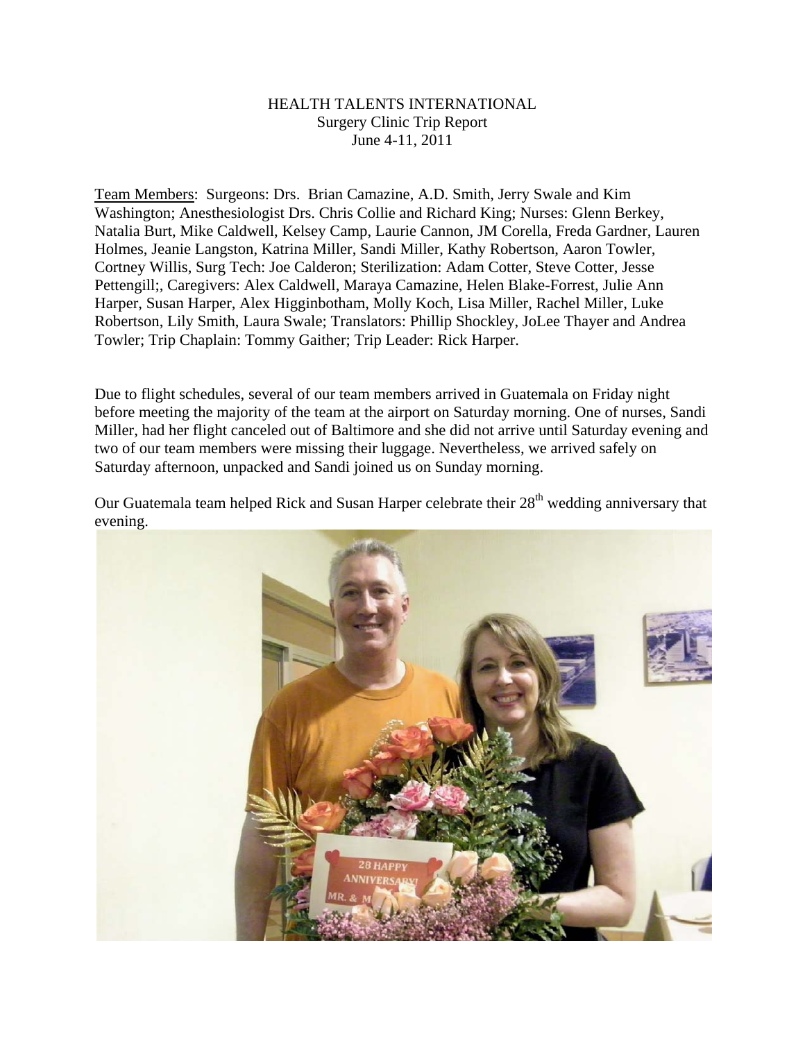HEALTH TALENTS INTERNATIONAL
Surgery Clinic Trip Report
June 4-11, 2011

Team Members: Surgeons: Drs. Brian Camazine, A.D. Smith, Jerry Swale and Kim Washington; Anesthesiologist Drs. Chris Collie and Richard King; Nurses: Glenn Berkey, Natalia Burt, Mike Caldwell, Kelsey Camp, Laurie Cannon, JM Corella, Freda Gardner, Lauren Holmes, Jeanie Langston, Katrina Miller, Sandi Miller, Kathy Robertson, Aaron Towler, Cortney Willis, Surg Tech: Joe Calderon; Sterilization: Adam Cotter, Steve Cotter, Jesse Pettengill;, Caregivers: Alex Caldwell, Maraya Camazine, Helen Blake-Forrest, Julie Ann Harper, Susan Harper, Alex Higginbotham, Molly Koch, Lisa Miller, Rachel Miller, Luke Robertson, Lily Smith, Laura Swale; Translators: Phillip Shockley, JoLee Thayer and Andrea Towler; Trip Chaplain: Tommy Gaither; Trip Leader: Rick Harper.

Due to flight schedules, several of our team members arrived in Guatemala on Friday night before meeting the majority of the team at the airport on Saturday morning. One of nurses, Sandi Miller, had her flight canceled out of Baltimore and she did not arrive until Saturday evening and two of our team members were missing their luggage. Nevertheless, we arrived safely on Saturday afternoon, unpacked and Sandi joined us on Sunday morning.

Our Guatemala team helped Rick and Susan Harper celebrate their 28th wedding anniversary that evening.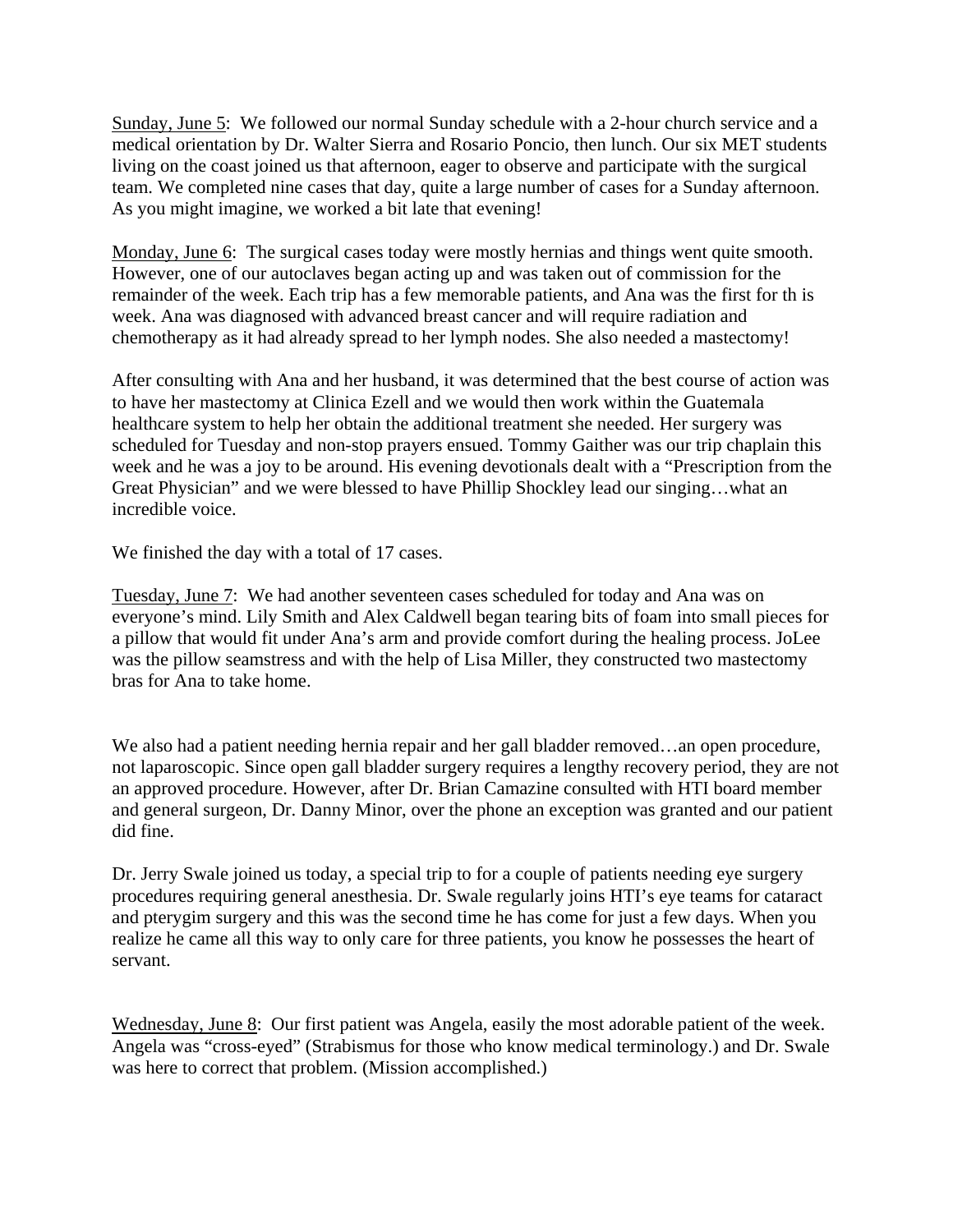<u>Sunday, June 5</u>: We followed our normal Sunday schedule with a 2-hour church service and a medical orientation by Dr. Walter Sierra and Rosario Poncio, then lunch. Our six MET students living on the coast joined us that afternoon, eager to observe and participate with the surgical team. We completed nine cases that day, quite a large number of cases for a Sunday afternoon. As you might imagine, we worked a bit late that evening!

<u>Monday, June 6</u>: The surgical cases today were mostly hernias and things went quite smooth. However, one of our autoclaves began acting up and was taken out of commission for the remainder of the week. Each trip has a few memorable patients, and Ana was the first for th is week. Ana was diagnosed with advanced breast cancer and will require radiation and chemotherapy as it had already spread to her lymph nodes. She also needed a mastectomy!

After consulting with Ana and her husband, it was determined that the best course of action was to have her mastectomy at Clinica Ezell and we would then work within the Guatemala healthcare system to help her obtain the additional treatment she needed. Her surgery was scheduled for Tuesday and non-stop prayers ensued. Tommy Gaither was our trip chaplain this week and he was a joy to be around. His evening devotionals dealt with a "Prescription from the Great Physician" and we were blessed to have Phillip Shockley lead our singing…what an incredible voice.

We finished the day with a total of 17 cases.

<u>Tuesday, June 7</u>: We had another seventeen cases scheduled for today and Ana was on everyone's mind. Lily Smith and Alex Caldwell began tearing bits of foam into small pieces for a pillow that would fit under Ana's arm and provide comfort during the healing process. JoLee was the pillow seamstress and with the help of Lisa Miller, they constructed two mastectomy bras for Ana to take home.

We also had a patient needing hernia repair and her gall bladder removed…an open procedure, not laparoscopic. Since open gall bladder surgery requires a lengthy recovery period, they are not an approved procedure. However, after Dr. Brian Camazine consulted with HTI board member and general surgeon, Dr. Danny Minor, over the phone an exception was granted and our patient did fine.

Dr. Jerry Swale joined us today, a special trip to for a couple of patients needing eye surgery procedures requiring general anesthesia. Dr. Swale regularly joins HTI's eye teams for cataract and pterygim surgery and this was the second time he has come for just a few days. When you realize he came all this way to only care for three patients, you know he possesses the heart of servant.

<u>Wednesday, June 8</u>: Our first patient was Angela, easily the most adorable patient of the week. Angela was "cross-eyed" (Strabismus for those who know medical terminology.) and Dr. Swale was here to correct that problem. (Mission accomplished.)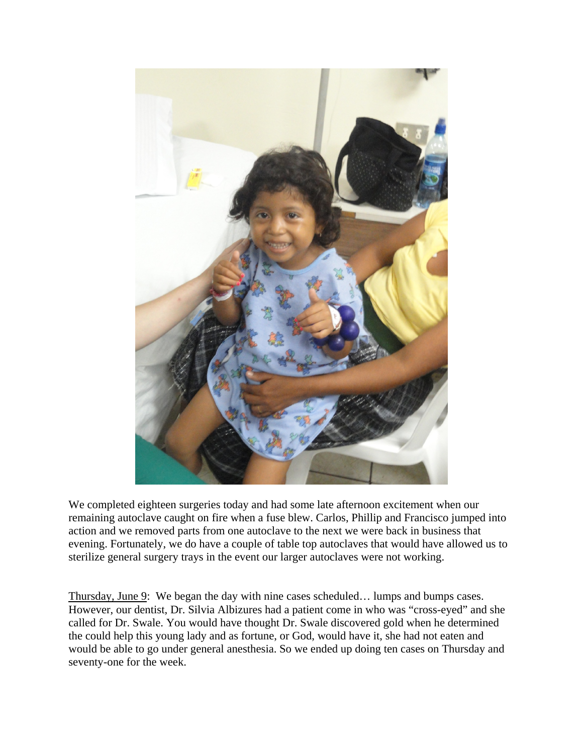We completed eighteen surgeries today and had some late afternoon excitement when our remaining autoclave caught on fire when a fuse blew. Carlos, Phillip and Francisco jumped into action and we removed parts from one autoclave to the next we were back in business that evening. Fortunately, we do have a couple of table top autoclaves that would have allowed us to sterilize general surgery trays in the event our larger autoclaves were not working.

<u>Thursday, June 9</u>: We began the day with nine cases scheduled… lumps and bumps cases. However, our dentist, Dr. Silvia Albizures had a patient come in who was "cross-eyed" and she called for Dr. Swale. You would have thought Dr. Swale discovered gold when he determined the could help this young lady and as fortune, or God, would have it, she had not eaten and would be able to go under general anesthesia. So we ended up doing ten cases on Thursday and seventy-one for the week.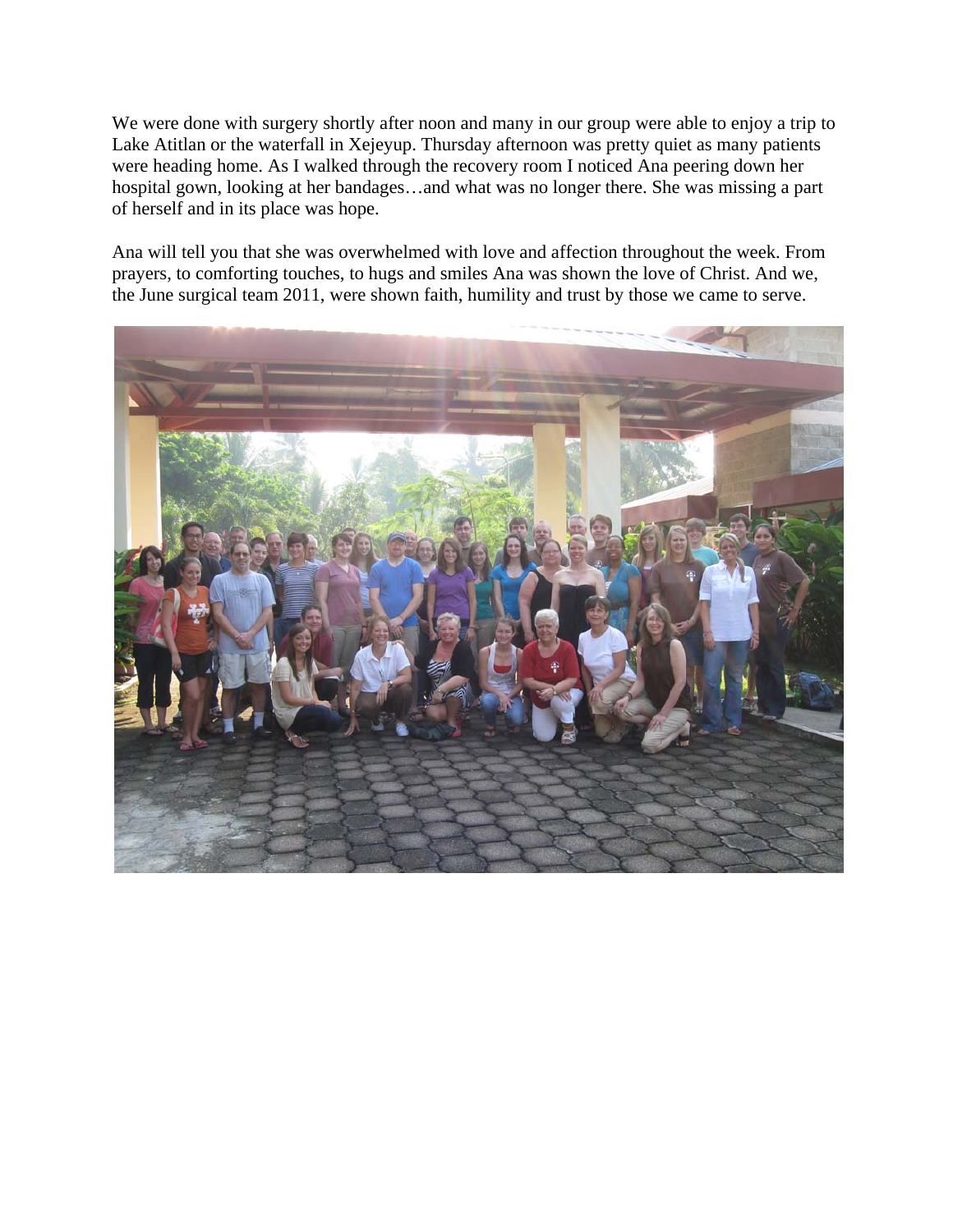We were done with surgery shortly after noon and many in our group were able to enjoy a trip to Lake Atitlan or the waterfall in Xejeyup. Thursday afternoon was pretty quiet as many patients were heading home. As I walked through the recovery room I noticed Ana peering down her hospital gown, looking at her bandages…and what was no longer there. She was missing a part of herself and in its place was hope.

Ana will tell you that she was overwhelmed with love and affection throughout the week. From prayers, to comforting touches, to hugs and smiles Ana was shown the love of Christ. And we, the June surgical team 2011, were shown faith, humility and trust by those we came to serve.